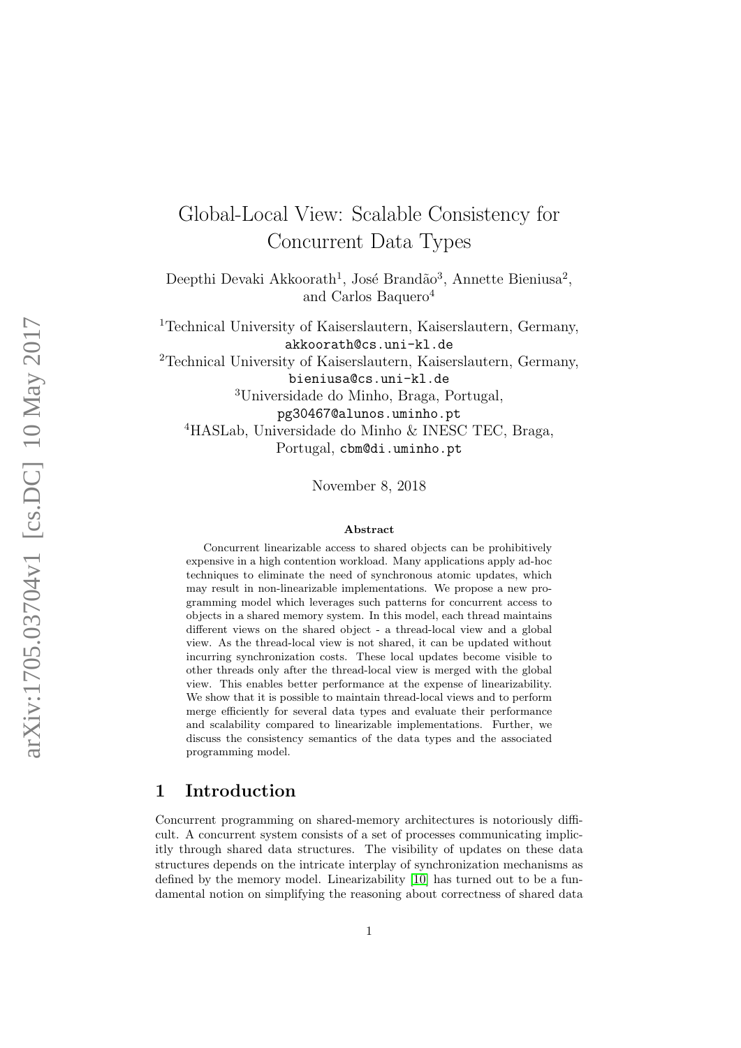# Global-Local View: Scalable Consistency for Concurrent Data Types

Deepthi Devaki Akkoorath[1], José Brandão[3], Annette Bieniusa[2], and Carlos Baquero[4]

[1]Technical University of Kaiserslautern, Kaiserslautern, Germany, akkoorath@cs.uni-kl.de

[2]Technical University of Kaiserslautern, Kaiserslautern, Germany, bieniusa@cs.uni-kl.de

[3]Universidade do Minho, Braga, Portugal, pg30467@alunos.uminho.pt

[4]HASLab, Universidade do Minho & INESC TEC, Braga, Portugal, cbm@di.uminho.pt

November 8, 2018

## Abstract

Concurrent linearizable access to shared objects can be prohibitively expensive in a high contention workload. Many applications apply ad-hoc techniques to eliminate the need of synchronous atomic updates, which may result in non-linearizable implementations. We propose a new programming model which leverages such patterns for concurrent access to objects in a shared memory system. In this model, each thread maintains different views on the shared object - a thread-local view and a global view. As the thread-local view is not shared, it can be updated without incurring synchronization costs. These local updates become visible to other threads only after the thread-local view is merged with the global view. This enables better performance at the expense of linearizability. We show that it is possible to maintain thread-local views and to perform merge efficiently for several data types and evaluate their performance and scalability compared to linearizable implementations. Further, we discuss the consistency semantics of the data types and the associated programming model.

## 1 Introduction

Concurrent programming on shared-memory architectures is notoriously difficult. A concurrent system consists of a set of processes communicating implicitly through shared data structures. The visibility of updates on these data structures depends on the intricate interplay of synchronization mechanisms as defined by the memory model. Linearizability [10] has turned out to be a fundamental notion on simplifying the reasoning about correctness of shared data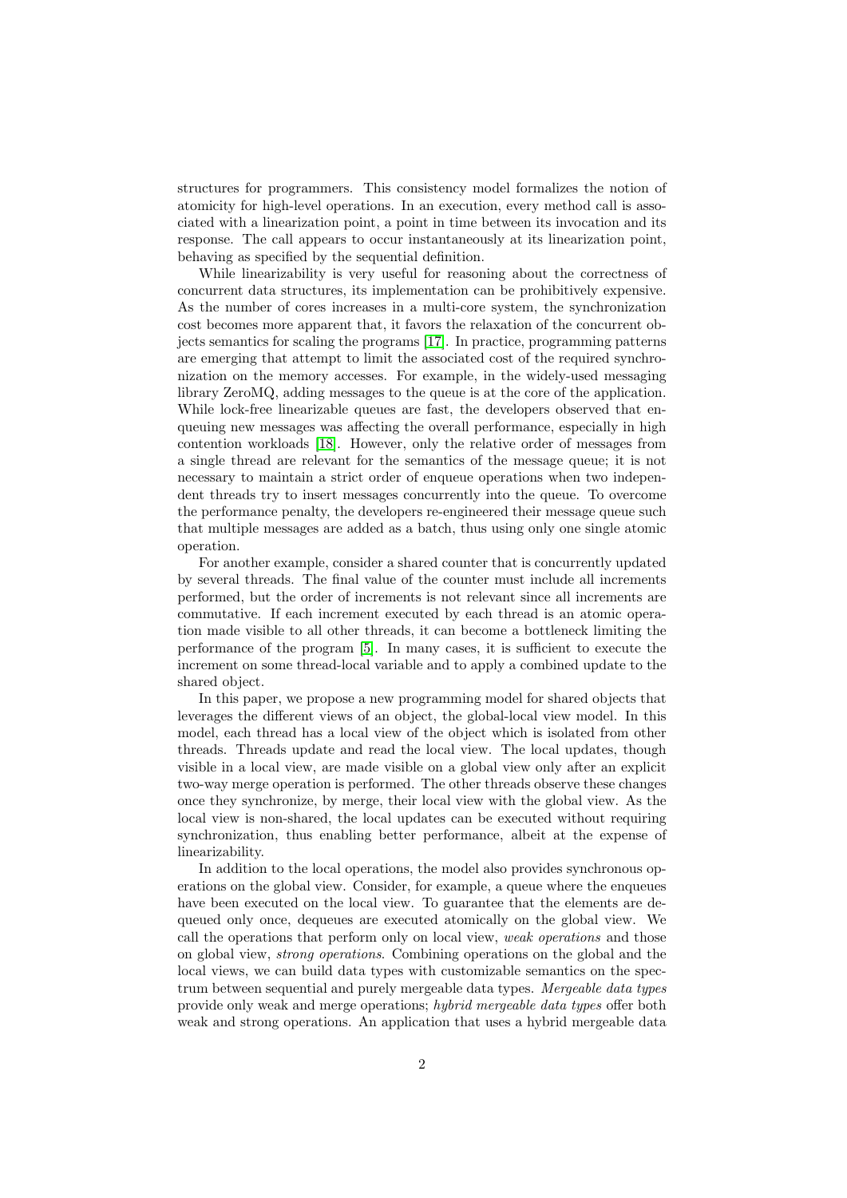structures for programmers. This consistency model formalizes the notion of atomicity for high-level operations. In an execution, every method call is associated with a linearization point, a point in time between its invocation and its response. The call appears to occur instantaneously at its linearization point, behaving as specified by the sequential definition.

While linearizability is very useful for reasoning about the correctness of concurrent data structures, its implementation can be prohibitively expensive. As the number of cores increases in a multi-core system, the synchronization cost becomes more apparent that, it favors the relaxation of the concurrent objects semantics for scaling the programs [17]. In practice, programming patterns are emerging that attempt to limit the associated cost of the required synchronization on the memory accesses. For example, in the widely-used messaging library ZeroMQ, adding messages to the queue is at the core of the application. While lock-free linearizable queues are fast, the developers observed that enqueuing new messages was affecting the overall performance, especially in high contention workloads [18]. However, only the relative order of messages from a single thread are relevant for the semantics of the message queue; it is not necessary to maintain a strict order of enqueue operations when two independent threads try to insert messages concurrently into the queue. To overcome the performance penalty, the developers re-engineered their message queue such that multiple messages are added as a batch, thus using only one single atomic operation.

For another example, consider a shared counter that is concurrently updated by several threads. The final value of the counter must include all increments performed, but the order of increments is not relevant since all increments are commutative. If each increment executed by each thread is an atomic operation made visible to all other threads, it can become a bottleneck limiting the performance of the program [5]. In many cases, it is sufficient to execute the increment on some thread-local variable and to apply a combined update to the shared object.

In this paper, we propose a new programming model for shared objects that leverages the different views of an object, the global-local view model. In this model, each thread has a local view of the object which is isolated from other threads. Threads update and read the local view. The local updates, though visible in a local view, are made visible on a global view only after an explicit two-way merge operation is performed. The other threads observe these changes once they synchronize, by merge, their local view with the global view. As the local view is non-shared, the local updates can be executed without requiring synchronization, thus enabling better performance, albeit at the expense of linearizability.

In addition to the local operations, the model also provides synchronous operations on the global view. Consider, for example, a queue where the enqueues have been executed on the local view. To guarantee that the elements are dequeued only once, dequeues are executed atomically on the global view. We call the operations that perform only on local view, *weak operations* and those on global view, *strong operations*. Combining operations on the global and the local views, we can build data types with customizable semantics on the spectrum between sequential and purely mergeable data types. *Mergeable data types* provide only weak and merge operations; *hybrid mergeable data types* offer both weak and strong operations. An application that uses a hybrid mergeable data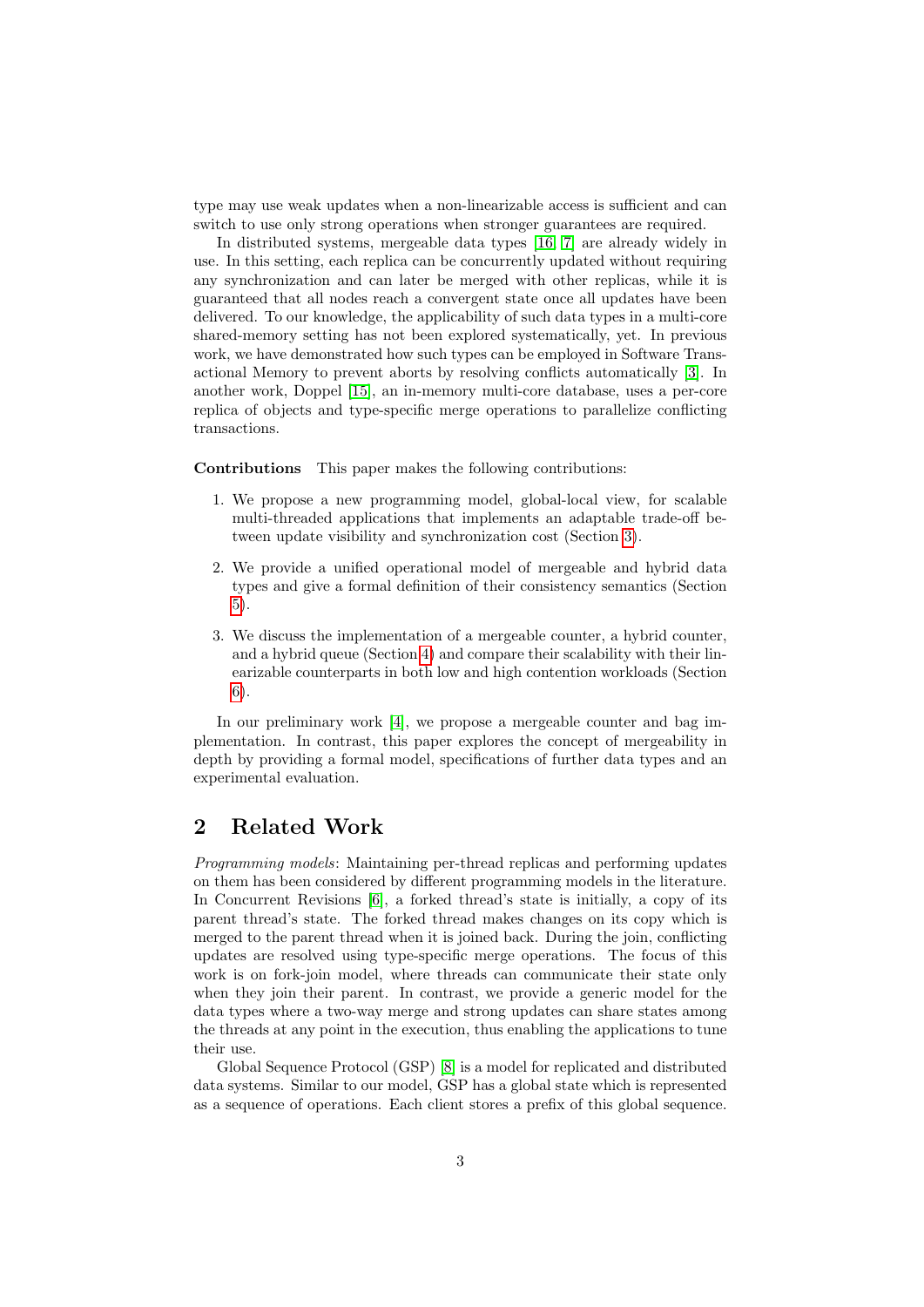type may use weak updates when a non-linearizable access is sufficient and can switch to use only strong operations when stronger guarantees are required.

In distributed systems, mergeable data types [16, 7] are already widely in use. In this setting, each replica can be concurrently updated without requiring any synchronization and can later be merged with other replicas, while it is guaranteed that all nodes reach a convergent state once all updates have been delivered. To our knowledge, the applicability of such data types in a multi-core shared-memory setting has not been explored systematically, yet. In previous work, we have demonstrated how such types can be employed in Software Transactional Memory to prevent aborts by resolving conflicts automatically [3]. In another work, Doppel [15], an in-memory multi-core database, uses a per-core replica of objects and type-specific merge operations to parallelize conflicting transactions.

**Contributions** This paper makes the following contributions:

1. We propose a new programming model, global-local view, for scalable multi-threaded applications that implements an adaptable trade-off between update visibility and synchronization cost (Section 3).
2. We provide a unified operational model of mergeable and hybrid data types and give a formal definition of their consistency semantics (Section 5).
3. We discuss the implementation of a mergeable counter, a hybrid counter, and a hybrid queue (Section 4) and compare their scalability with their linearizable counterparts in both low and high contention workloads (Section 6).

In our preliminary work [4], we propose a mergeable counter and bag implementation. In contrast, this paper explores the concept of mergeability in depth by providing a formal model, specifications of further data types and an experimental evaluation.

## 2 Related Work

*Programming models*: Maintaining per-thread replicas and performing updates on them has been considered by different programming models in the literature. In Concurrent Revisions [6], a forked thread's state is initially, a copy of its parent thread's state. The forked thread makes changes on its copy which is merged to the parent thread when it is joined back. During the join, conflicting updates are resolved using type-specific merge operations. The focus of this work is on fork-join model, where threads can communicate their state only when they join their parent. In contrast, we provide a generic model for the data types where a two-way merge and strong updates can share states among the threads at any point in the execution, thus enabling the applications to tune their use.

Global Sequence Protocol (GSP) [8] is a model for replicated and distributed data systems. Similar to our model, GSP has a global state which is represented as a sequence of operations. Each client stores a prefix of this global sequence.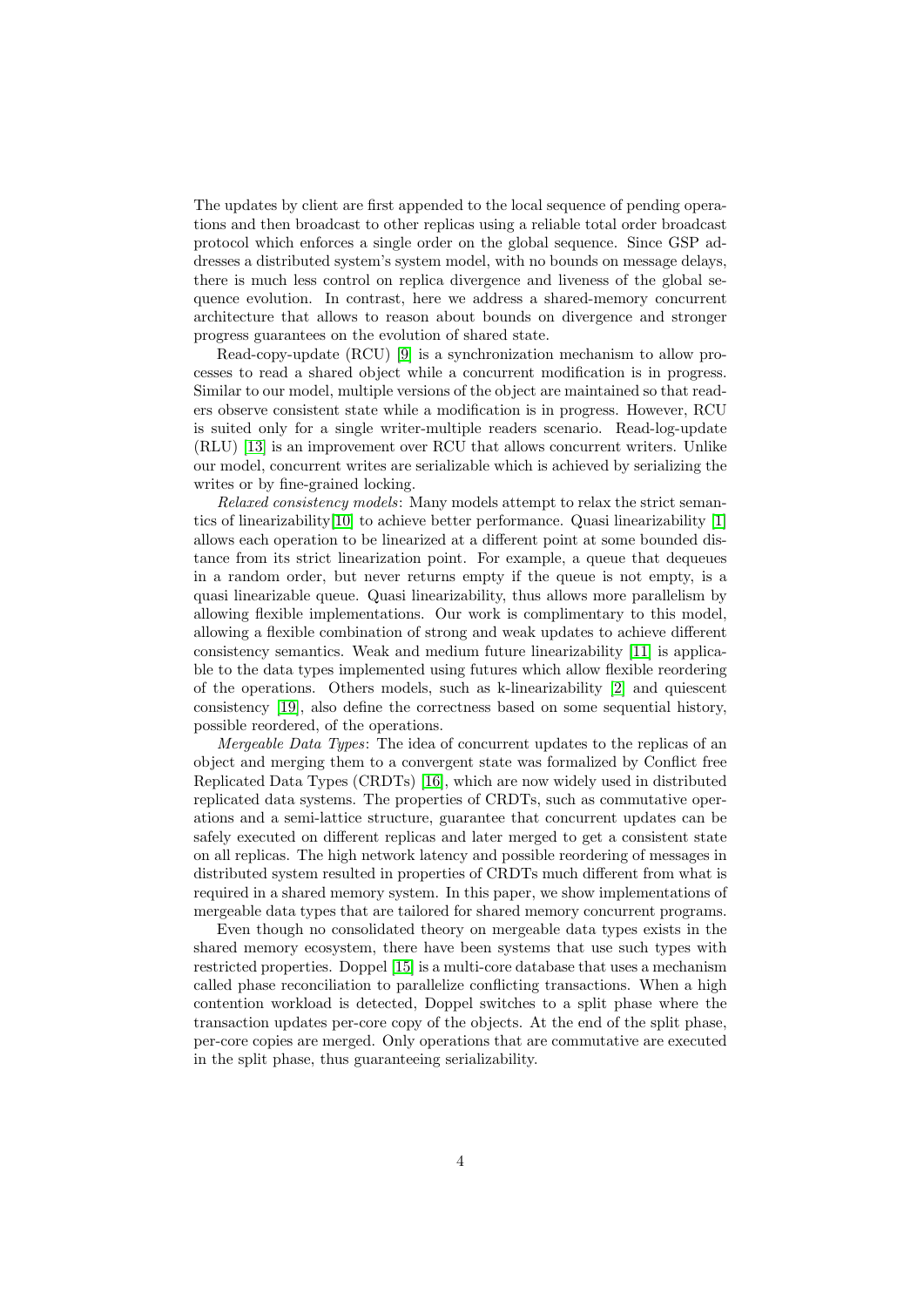The updates by client are first appended to the local sequence of pending operations and then broadcast to other replicas using a reliable total order broadcast protocol which enforces a single order on the global sequence. Since GSP addresses a distributed system's system model, with no bounds on message delays, there is much less control on replica divergence and liveness of the global sequence evolution. In contrast, here we address a shared-memory concurrent architecture that allows to reason about bounds on divergence and stronger progress guarantees on the evolution of shared state.

Read-copy-update (RCU) [9] is a synchronization mechanism to allow processes to read a shared object while a concurrent modification is in progress. Similar to our model, multiple versions of the object are maintained so that readers observe consistent state while a modification is in progress. However, RCU is suited only for a single writer-multiple readers scenario. Read-log-update (RLU) [13] is an improvement over RCU that allows concurrent writers. Unlike our model, concurrent writes are serializable which is achieved by serializing the writes or by fine-grained locking.

*Relaxed consistency models*: Many models attempt to relax the strict semantics of linearizability[10] to achieve better performance. Quasi linearizability [1] allows each operation to be linearized at a different point at some bounded distance from its strict linearization point. For example, a queue that dequeues in a random order, but never returns empty if the queue is not empty, is a quasi linearizable queue. Quasi linearizability, thus allows more parallelism by allowing flexible implementations. Our work is complimentary to this model, allowing a flexible combination of strong and weak updates to achieve different consistency semantics. Weak and medium future linearizability [11] is applicable to the data types implemented using futures which allow flexible reordering of the operations. Others models, such as k-linearizability [2] and quiescent consistency [19], also define the correctness based on some sequential history, possible reordered, of the operations.

*Mergeable Data Types*: The idea of concurrent updates to the replicas of an object and merging them to a convergent state was formalized by Conflict free Replicated Data Types (CRDTs) [16], which are now widely used in distributed replicated data systems. The properties of CRDTs, such as commutative operations and a semi-lattice structure, guarantee that concurrent updates can be safely executed on different replicas and later merged to get a consistent state on all replicas. The high network latency and possible reordering of messages in distributed system resulted in properties of CRDTs much different from what is required in a shared memory system. In this paper, we show implementations of mergeable data types that are tailored for shared memory concurrent programs.

Even though no consolidated theory on mergeable data types exists in the shared memory ecosystem, there have been systems that use such types with restricted properties. Doppel [15] is a multi-core database that uses a mechanism called phase reconciliation to parallelize conflicting transactions. When a high contention workload is detected, Doppel switches to a split phase where the transaction updates per-core copy of the objects. At the end of the split phase, per-core copies are merged. Only operations that are commutative are executed in the split phase, thus guaranteeing serializability.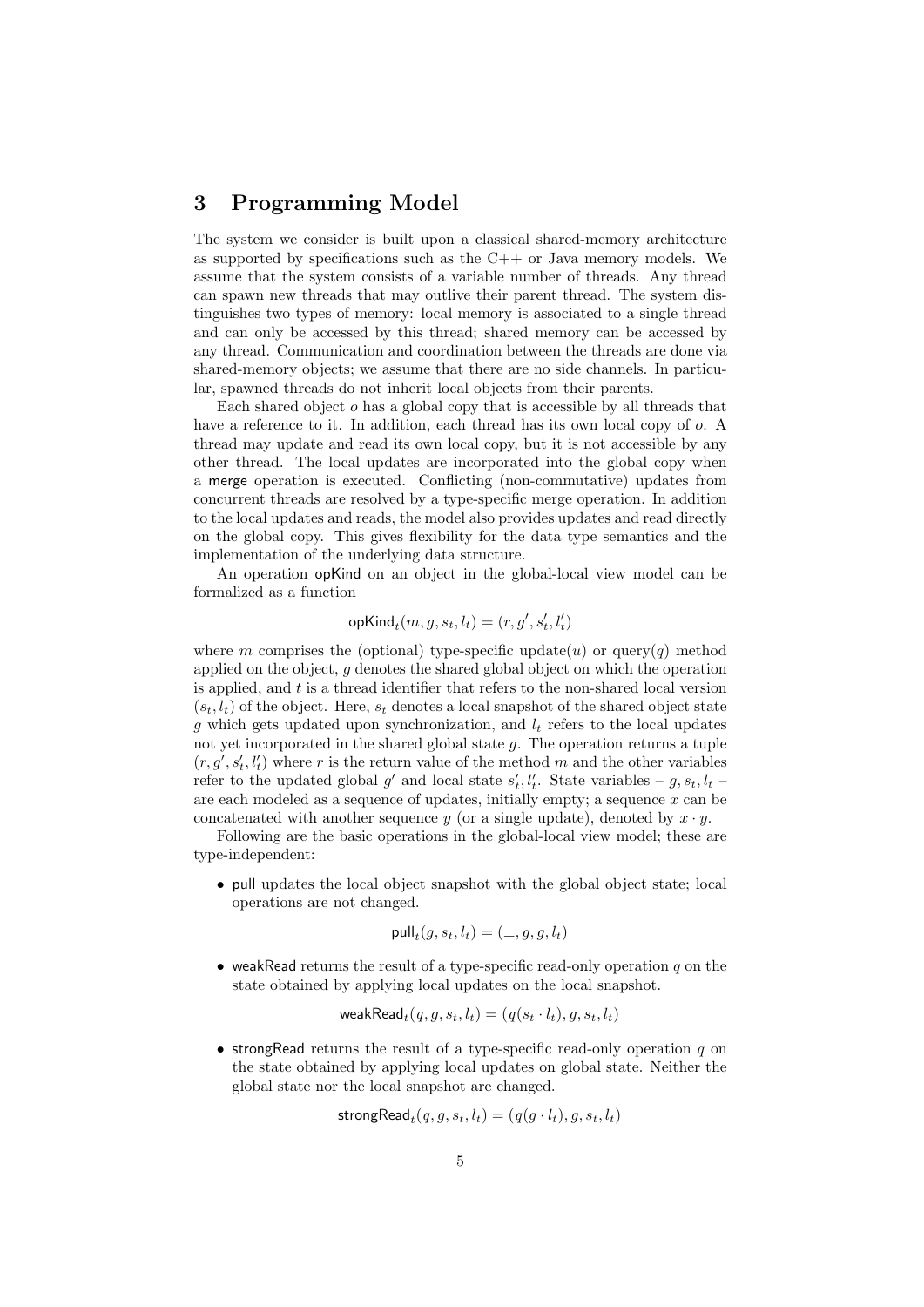## 3 Programming Model

The system we consider is built upon a classical shared-memory architecture as supported by specifications such as the C++ or Java memory models. We assume that the system consists of a variable number of threads. Any thread can spawn new threads that may outlive their parent thread. The system distinguishes two types of memory: local memory is associated to a single thread and can only be accessed by this thread; shared memory can be accessed by any thread. Communication and coordination between the threads are done via shared-memory objects; we assume that there are no side channels. In particular, spawned threads do not inherit local objects from their parents.

Each shared object $o$ has a global copy that is accessible by all threads that have a reference to it. In addition, each thread has its own local copy of $o$. A thread may update and read its own local copy, but it is not accessible by any other thread. The local updates are incorporated into the global copy when a merge operation is executed. Conflicting (non-commutative) updates from concurrent threads are resolved by a type-specific merge operation. In addition to the local updates and reads, the model also provides updates and read directly on the global copy. This gives flexibility for the data type semantics and the implementation of the underlying data structure.

An operation opKind on an object in the global-local view model can be formalized as a function

$$\mathsf{opKind}_t(m, g, s_t, l_t) = (r, g', s'_t, l'_t)$$

where $m$ comprises the (optional) type-specific update($u$) or query($q$) method applied on the object, $g$ denotes the shared global object on which the operation is applied, and $t$ is a thread identifier that refers to the non-shared local version $(s_t, l_t)$ of the object. Here, $s_t$ denotes a local snapshot of the shared object state $g$ which gets updated upon synchronization, and $l_t$ refers to the local updates not yet incorporated in the shared global state $g$. The operation returns a tuple $(r, g', s'_t, l'_t)$ where $r$ is the return value of the method $m$ and the other variables refer to the updated global $g'$ and local state $s'_t, l'_t$. State variables – $g, s_t, l_t$ – are each modeled as a sequence of updates, initially empty; a sequence $x$ can be concatenated with another sequence $y$ (or a single update), denoted by $x \cdot y$.

Following are the basic operations in the global-local view model; these are type-independent:

- pull updates the local object snapshot with the global object state; local operations are not changed.

$$\mathsf{pull}_t(g, s_t, l_t) = (\bot, g, g, l_t)$$

- weakRead returns the result of a type-specific read-only operation $q$ on the state obtained by applying local updates on the local snapshot.

$$\mathsf{weakRead}_t(q, g, s_t, l_t) = (q(s_t \cdot l_t), g, s_t, l_t)$$

- strongRead returns the result of a type-specific read-only operation $q$ on the state obtained by applying local updates on global state. Neither the global state nor the local snapshot are changed.

$$\mathsf{strongRead}_t(q, g, s_t, l_t) = (q(g \cdot l_t), g, s_t, l_t)$$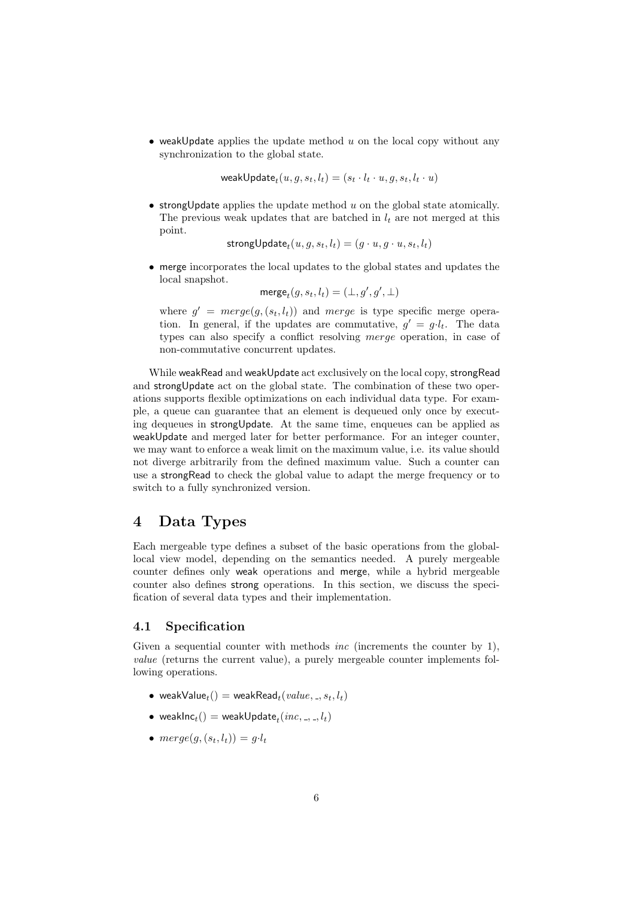- weakUpdate applies the update method $u$ on the local copy without any synchronization to the global state.

$$\mathsf{weakUpdate}_t(u, g, s_t, l_t) = (s_t \cdot l_t \cdot u, g, s_t, l_t \cdot u)$$

- strongUpdate applies the update method $u$ on the global state atomically. The previous weak updates that are batched in $l_t$ are not merged at this point.

$$\mathsf{strongUpdate}_t(u, g, s_t, l_t) = (g \cdot u, g \cdot u, s_t, l_t)$$

- merge incorporates the local updates to the global states and updates the local snapshot.

$$\mathsf{merge}_t(g, s_t, l_t) = (\bot, g', g', \bot)$$

  where $g' = merge(g, (s_t, l_t))$ and $merge$ is type specific merge operation. In general, if the updates are commutative, $g' = g \cdot l_t$. The data types can also specify a conflict resolving $merge$ operation, in case of non-commutative concurrent updates.

While weakRead and weakUpdate act exclusively on the local copy, strongRead and strongUpdate act on the global state. The combination of these two operations supports flexible optimizations on each individual data type. For example, a queue can guarantee that an element is dequeued only once by executing dequeues in strongUpdate. At the same time, enqueues can be applied as weakUpdate and merged later for better performance. For an integer counter, we may want to enforce a weak limit on the maximum value, i.e. its value should not diverge arbitrarily from the defined maximum value. Such a counter can use a strongRead to check the global value to adapt the merge frequency or to switch to a fully synchronized version.

# 4 Data Types

Each mergeable type defines a subset of the basic operations from the global-local view model, depending on the semantics needed. A purely mergeable counter defines only weak operations and merge, while a hybrid mergeable counter also defines strong operations. In this section, we discuss the specification of several data types and their implementation.

## 4.1 Specification

Given a sequential counter with methods *inc* (increments the counter by 1), *value* (returns the current value), a purely mergeable counter implements following operations.

- $\mathsf{weakValue}_t() = \mathsf{weakRead}_t(value, \_, s_t, l_t)$
- $\mathsf{weakInc}_t() = \mathsf{weakUpdate}_t(inc, \_, \_, l_t)$
- $merge(g, (s_t, l_t)) = g \cdot l_t$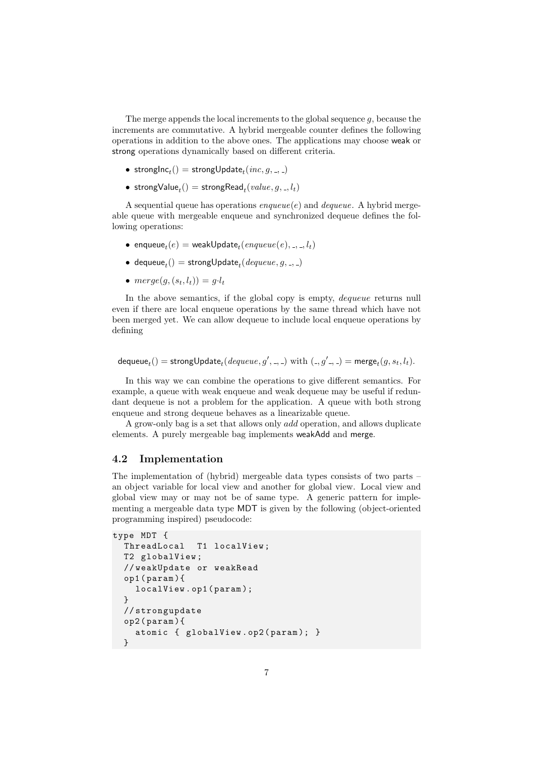The merge appends the local increments to the global sequence $g$, because the increments are commutative. A hybrid mergeable counter defines the following operations in addition to the above ones. The applications may choose weak or strong operations dynamically based on different criteria.

- $\mathsf{strongInc}_t() = \mathsf{strongUpdate}_t(inc, g, \_, \_)$
- $\mathsf{strongValue}_t() = \mathsf{strongRead}_t(value, g, \_, l_t)$

A sequential queue has operations $enqueue(e)$ and $dequeue$. A hybrid mergeable queue with mergeable enqueue and synchronized dequeue defines the following operations:

- $\mathsf{enqueue}_t(e) = \mathsf{weakUpdate}_t(enqueue(e), \_, \_, l_t)$
- $\mathsf{dequeue}_t() = \mathsf{strongUpdate}_t(dequeue, g, \_, \_)$
- $merge(g, (s_t, l_t)) = g{\cdot}l_t$

In the above semantics, if the global copy is empty, $dequeue$ returns null even if there are local enqueue operations by the same thread which have not been merged yet. We can allow dequeue to include local enqueue operations by defining

$$\mathsf{dequeue}_t() = \mathsf{strongUpdate}_t(dequeue, g', \_, \_) \text{ with } (\_, g'\_, \_) = \mathsf{merge}_t(g, s_t, l_t).$$

In this way we can combine the operations to give different semantics. For example, a queue with weak enqueue and weak dequeue may be useful if redundant dequeue is not a problem for the application. A queue with both strong enqueue and strong dequeue behaves as a linearizable queue.

A grow-only bag is a set that allows only $add$ operation, and allows duplicate elements. A purely mergeable bag implements weakAdd and merge.

## 4.2 Implementation

The implementation of (hybrid) mergeable data types consists of two parts – an object variable for local view and another for global view. Local view and global view may or may not be of same type. A generic pattern for implementing a mergeable data type MDT is given by the following (object-oriented programming inspired) pseudocode:

```
type MDT {
  ThreadLocal  T1 localView;
  T2 globalView;
  //weakUpdate or weakRead
  op1(param){
    localView.op1(param);
  }
  //strongupdate
  op2(param){
    atomic { globalView.op2(param); }
  }
```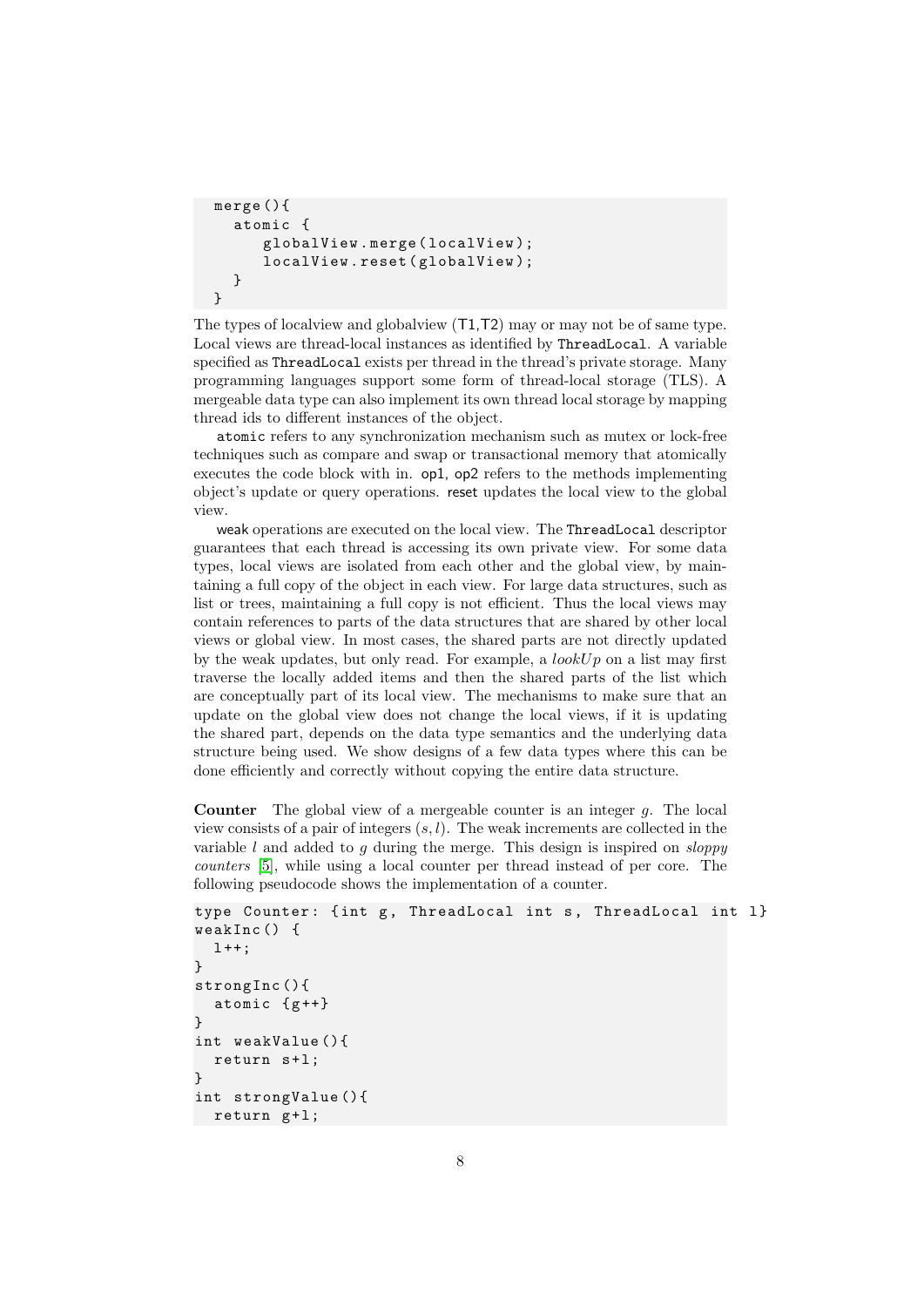```
merge(){
  atomic {
     globalView.merge(localView);
     localView.reset(globalView);
  }
}
```

The types of localview and globalview (T1,T2) may or may not be of same type. Local views are thread-local instances as identified by `ThreadLocal`. A variable specified as `ThreadLocal` exists per thread in the thread's private storage. Many programming languages support some form of thread-local storage (TLS). A mergeable data type can also implement its own thread local storage by mapping thread ids to different instances of the object.

`atomic` refers to any synchronization mechanism such as mutex or lock-free techniques such as compare and swap or transactional memory that atomically executes the code block with in. op1, op2 refers to the methods implementing object's update or query operations. reset updates the local view to the global view.

weak operations are executed on the local view. The `ThreadLocal` descriptor guarantees that each thread is accessing its own private view. For some data types, local views are isolated from each other and the global view, by maintaining a full copy of the object in each view. For large data structures, such as list or trees, maintaining a full copy is not efficient. Thus the local views may contain references to parts of the data structures that are shared by other local views or global view. In most cases, the shared parts are not directly updated by the weak updates, but only read. For example, a *lookUp* on a list may first traverse the locally added items and then the shared parts of the list which are conceptually part of its local view. The mechanisms to make sure that an update on the global view does not change the local views, if it is updating the shared part, depends on the data type semantics and the underlying data structure being used. We show designs of a few data types where this can be done efficiently and correctly without copying the entire data structure.

**Counter** The global view of a mergeable counter is an integer $g$. The local view consists of a pair of integers $(s, l)$. The weak increments are collected in the variable $l$ and added to $g$ during the merge. This design is inspired on *sloppy counters* [5], while using a local counter per thread instead of per core. The following pseudocode shows the implementation of a counter.

```
type Counter: {int g, ThreadLocal int s, ThreadLocal int l}
weakInc() {
  l++;
}
strongInc(){
  atomic {g++}
}
int weakValue(){
  return s+l;
}
int strongValue(){
  return g+l;
```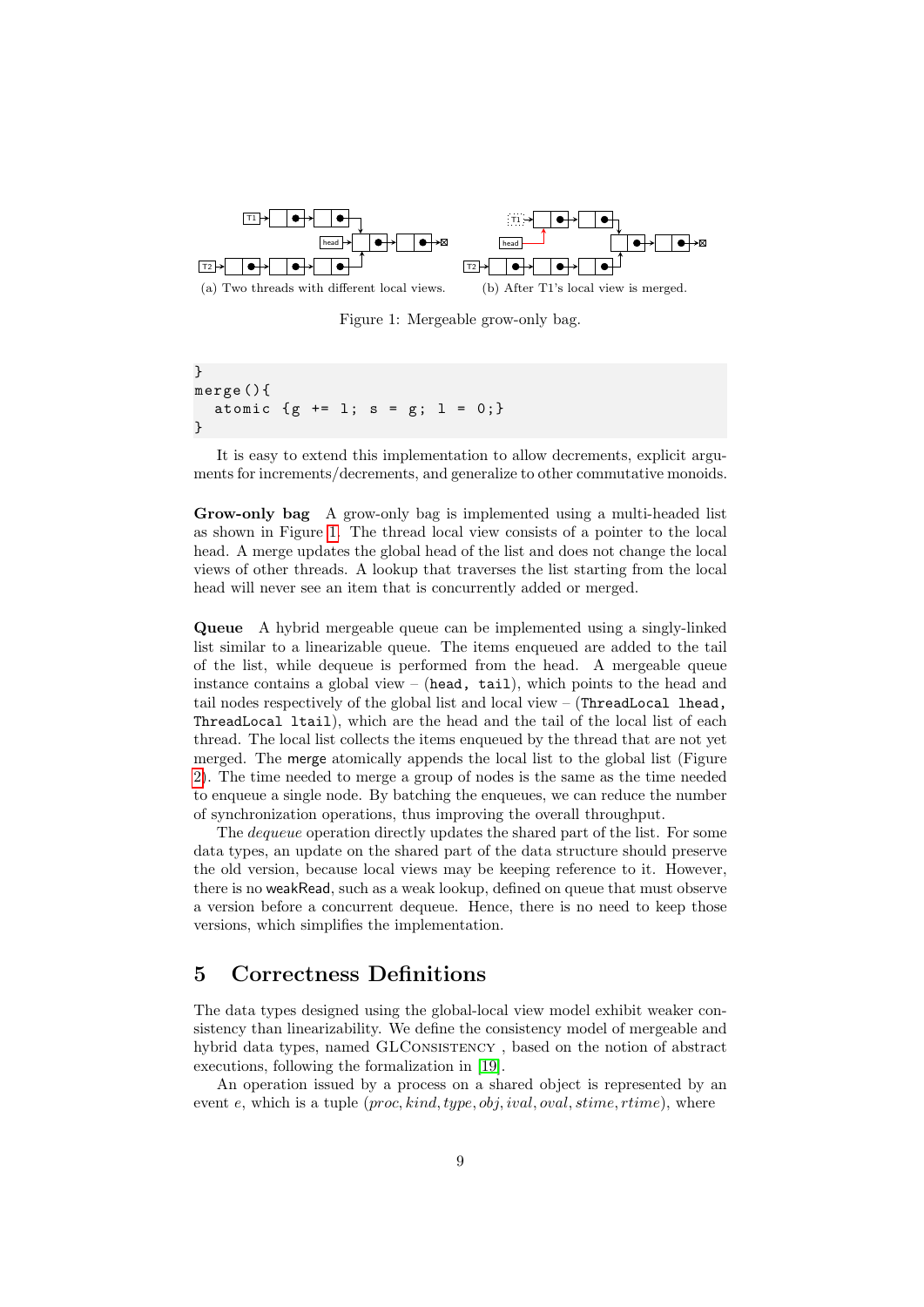(a) Two threads with different local views. (b) After T1's local view is merged.

Figure 1: Mergeable grow-only bag.

```
}
merge(){
  atomic {g += l; s = g; l = 0;}
}
```

It is easy to extend this implementation to allow decrements, explicit arguments for increments/decrements, and generalize to other commutative monoids.

**Grow-only bag** A grow-only bag is implemented using a multi-headed list as shown in Figure 1. The thread local view consists of a pointer to the local head. A merge updates the global head of the list and does not change the local views of other threads. A lookup that traverses the list starting from the local head will never see an item that is concurrently added or merged.

**Queue** A hybrid mergeable queue can be implemented using a singly-linked list similar to a linearizable queue. The items enqueued are added to the tail of the list, while dequeue is performed from the head. A mergeable queue instance contains a global view – (`head, tail`), which points to the head and tail nodes respectively of the global list and local view – (`ThreadLocal lhead, ThreadLocal ltail`), which are the head and the tail of the local list of each thread. The local list collects the items enqueued by the thread that are not yet merged. The merge atomically appends the local list to the global list (Figure 2). The time needed to merge a group of nodes is the same as the time needed to enqueue a single node. By batching the enqueues, we can reduce the number of synchronization operations, thus improving the overall throughput.

The *dequeue* operation directly updates the shared part of the list. For some data types, an update on the shared part of the data structure should preserve the old version, because local views may be keeping reference to it. However, there is no weakRead, such as a weak lookup, defined on queue that must observe a version before a concurrent dequeue. Hence, there is no need to keep those versions, which simplifies the implementation.

## 5 Correctness Definitions

The data types designed using the global-local view model exhibit weaker consistency than linearizability. We define the consistency model of mergeable and hybrid data types, named GLConsistency , based on the notion of abstract executions, following the formalization in [19].

An operation issued by a process on a shared object is represented by an event $e$, which is a tuple $(proc, kind, type, obj, ival, oval, stime, rtime)$, where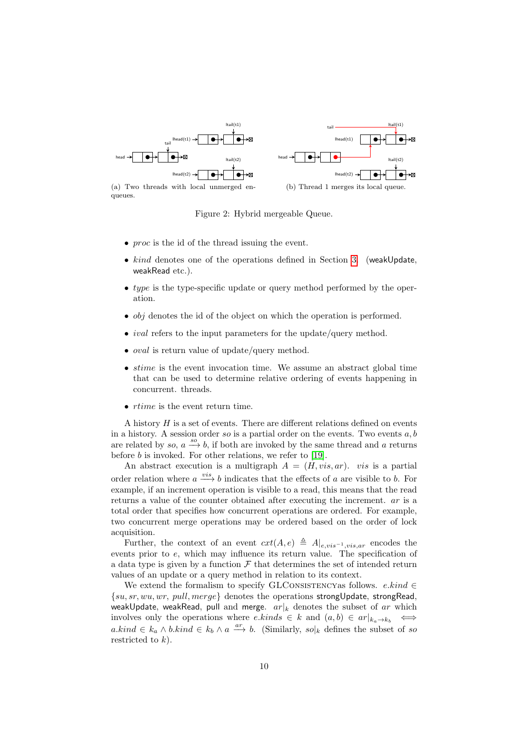(a) Two threads with local unmerged enqueues.

(b) Thread 1 merges its local queue.

Figure 2: Hybrid mergeable Queue.

- *proc* is the id of the thread issuing the event.
- *kind* denotes one of the operations defined in Section 3. (weakUpdate, weakRead etc.).
- *type* is the type-specific update or query method performed by the operation.
- *obj* denotes the id of the object on which the operation is performed.
- *ival* refers to the input parameters for the update/query method.
- *oval* is return value of update/query method.
- *stime* is the event invocation time. We assume an abstract global time that can be used to determine relative ordering of events happening in concurrent. threads.
- *rtime* is the event return time.

A history $H$ is a set of events. There are different relations defined on events in a history. A session order $so$ is a partial order on the events. Two events $a, b$ are related by $so$, $a \xrightarrow{so} b$, if both are invoked by the same thread and $a$ returns before $b$ is invoked. For other relations, we refer to [19].

An abstract execution is a multigraph $A = (H, vis, ar)$. $vis$ is a partial order relation where $a \xrightarrow{vis} b$ indicates that the effects of $a$ are visible to $b$. For example, if an increment operation is visible to a read, this means that the read returns a value of the counter obtained after executing the increment. $ar$ is a total order that specifies how concurrent operations are ordered. For example, two concurrent merge operations may be ordered based on the order of lock acquisition.

Further, the context of an event $cxt(A, e) \triangleq A|_{e,vis^{-1},vis,ar}$ encodes the events prior to $e$, which may influence its return value. The specification of a data type is given by a function $\mathcal{F}$ that determines the set of intended return values of an update or a query method in relation to its context.

We extend the formalism to specify GLConsistencyas follows. $e.kind \in \{su, sr, wu, wr, pull, merge\}$ denotes the operations strongUpdate, strongRead, weakUpdate, weakRead, pull and merge. $ar|_k$ denotes the subset of $ar$ which involves only the operations where $e.kinds \in k$ and $(a, b) \in ar|_{k_a \to k_b} \iff a.kind \in k_a \wedge b.kind \in k_b \wedge a \xrightarrow{ar} b$. (Similarly, $so|_k$ defines the subset of $so$ restricted to $k$).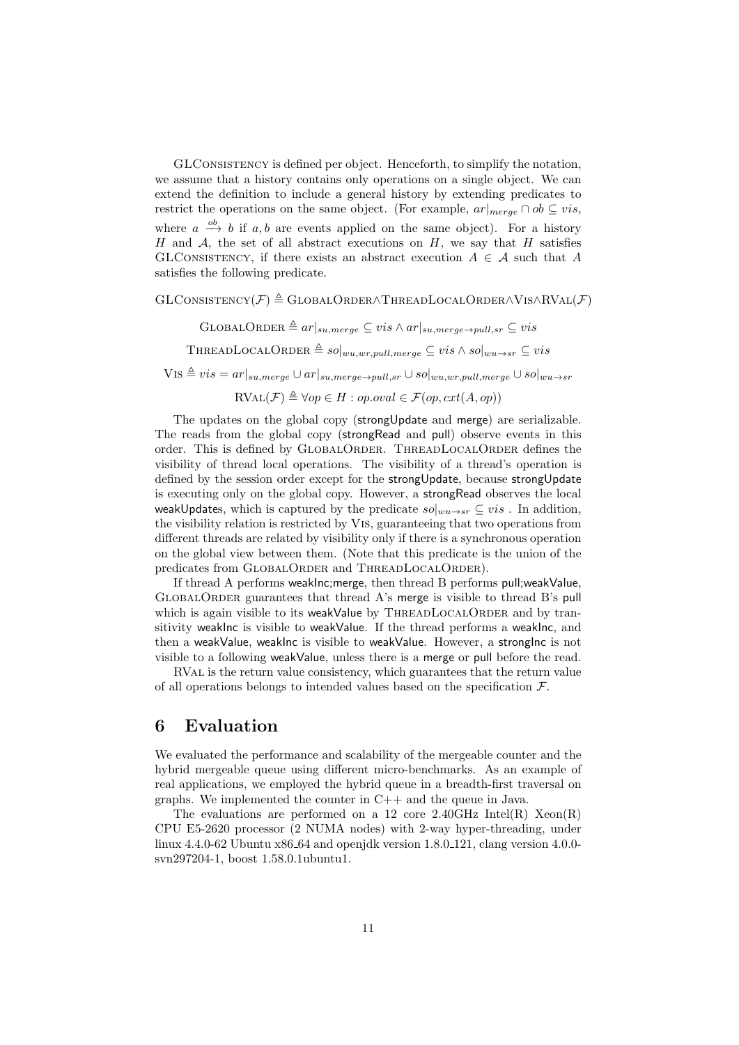GLConsistency is defined per object. Henceforth, to simplify the notation, we assume that a history contains only operations on a single object. We can extend the definition to include a general history by extending predicates to restrict the operations on the same object. (For example, $ar|_{merge} \cap ob \subseteq vis$, where $a \xrightarrow{ob} b$ if $a, b$ are events applied on the same object). For a history $H$ and $\mathcal{A}$, the set of all abstract executions on $H$, we say that $H$ satisfies GLConsistency, if there exists an abstract execution $A \in \mathcal{A}$ such that $A$ satisfies the following predicate.

$$\text{GLConsistency}(\mathcal{F}) \triangleq \text{GlobalOrder} \wedge \text{ThreadLocalOrder} \wedge \text{Vis} \wedge \text{RVal}(\mathcal{F})$$

$$\text{GlobalOrder} \triangleq ar|_{su,merge} \subseteq vis \wedge ar|_{su,merge \rightarrow pull,sr} \subseteq vis$$

$$\text{ThreadLocalOrder} \triangleq so|_{wu,wr,pull,merge} \subseteq vis \wedge so|_{wu \rightarrow sr} \subseteq vis$$

$$\text{Vis} \triangleq vis = ar|_{su,merge} \cup ar|_{su,merge \rightarrow pull,sr} \cup so|_{wu,wr,pull,merge} \cup so|_{wu \rightarrow sr}$$

$$\text{RVal}(\mathcal{F}) \triangleq \forall op \in H : op.oval \in \mathcal{F}(op, cxt(A, op))$$

The updates on the global copy (strongUpdate and merge) are serializable. The reads from the global copy (strongRead and pull) observe events in this order. This is defined by GlobalOrder. ThreadLocalOrder defines the visibility of thread local operations. The visibility of a thread's operation is defined by the session order except for the strongUpdate, because strongUpdate is executing only on the global copy. However, a strongRead observes the local weakUpdates, which is captured by the predicate $so|_{wu \rightarrow sr} \subseteq vis$ . In addition, the visibility relation is restricted by Vis, guaranteeing that two operations from different threads are related by visibility only if there is a synchronous operation on the global view between them. (Note that this predicate is the union of the predicates from GlobalOrder and ThreadLocalOrder).

If thread A performs weakInc;merge, then thread B performs pull;weakValue, GlobalOrder guarantees that thread A's merge is visible to thread B's pull which is again visible to its weakValue by ThreadLocalOrder and by transitivity weakInc is visible to weakValue. If the thread performs a weakInc, and then a weakValue, weakInc is visible to weakValue. However, a strongInc is not visible to a following weakValue, unless there is a merge or pull before the read.

RVal is the return value consistency, which guarantees that the return value of all operations belongs to intended values based on the specification $\mathcal{F}$.

# 6 Evaluation

We evaluated the performance and scalability of the mergeable counter and the hybrid mergeable queue using different micro-benchmarks. As an example of real applications, we employed the hybrid queue in a breadth-first traversal on graphs. We implemented the counter in C++ and the queue in Java.

The evaluations are performed on a 12 core 2.40GHz Intel(R) Xeon(R) CPU E5-2620 processor (2 NUMA nodes) with 2-way hyper-threading, under linux 4.4.0-62 Ubuntu x86_64 and openjdk version 1.8.0_121, clang version 4.0.0-svn297204-1, boost 1.58.0.1ubuntu1.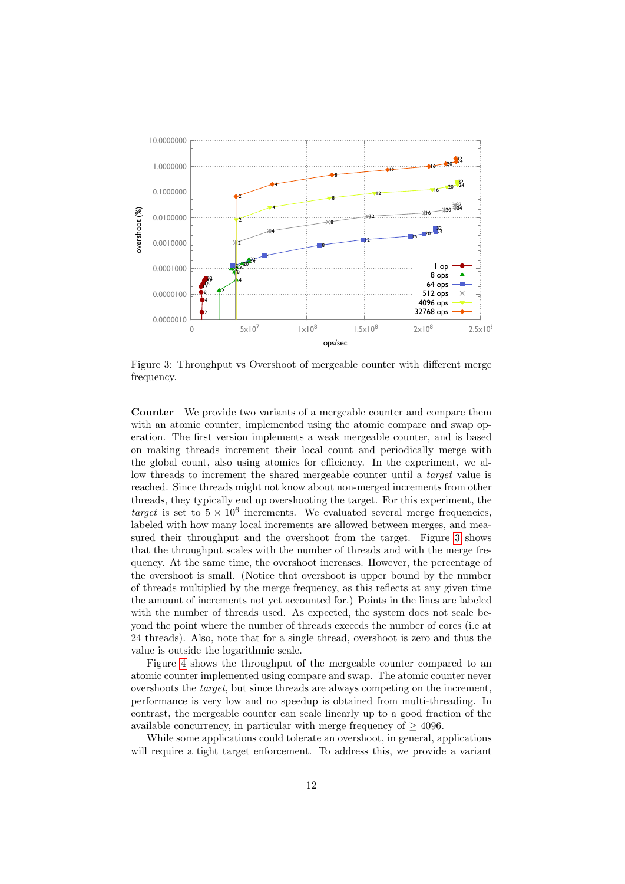Figure 3: Throughput vs Overshoot of mergeable counter with different merge frequency.

**Counter** We provide two variants of a mergeable counter and compare them with an atomic counter, implemented using the atomic compare and swap operation. The first version implements a weak mergeable counter, and is based on making threads increment their local count and periodically merge with the global count, also using atomics for efficiency. In the experiment, we allow threads to increment the shared mergeable counter until a *target* value is reached. Since threads might not know about non-merged increments from other threads, they typically end up overshooting the target. For this experiment, the *target* is set to $5 \times 10^6$ increments. We evaluated several merge frequencies, labeled with how many local increments are allowed between merges, and measured their throughput and the overshoot from the target. Figure 3 shows that the throughput scales with the number of threads and with the merge frequency. At the same time, the overshoot increases. However, the percentage of the overshoot is small. (Notice that overshoot is upper bound by the number of threads multiplied by the merge frequency, as this reflects at any given time the amount of increments not yet accounted for.) Points in the lines are labeled with the number of threads used. As expected, the system does not scale beyond the point where the number of threads exceeds the number of cores (i.e at 24 threads). Also, note that for a single thread, overshoot is zero and thus the value is outside the logarithmic scale.

Figure 4 shows the throughput of the mergeable counter compared to an atomic counter implemented using compare and swap. The atomic counter never overshoots the *target*, but since threads are always competing on the increment, performance is very low and no speedup is obtained from multi-threading. In contrast, the mergeable counter can scale linearly up to a good fraction of the available concurrency, in particular with merge frequency of $\geq 4096$.

While some applications could tolerate an overshoot, in general, applications will require a tight target enforcement. To address this, we provide a variant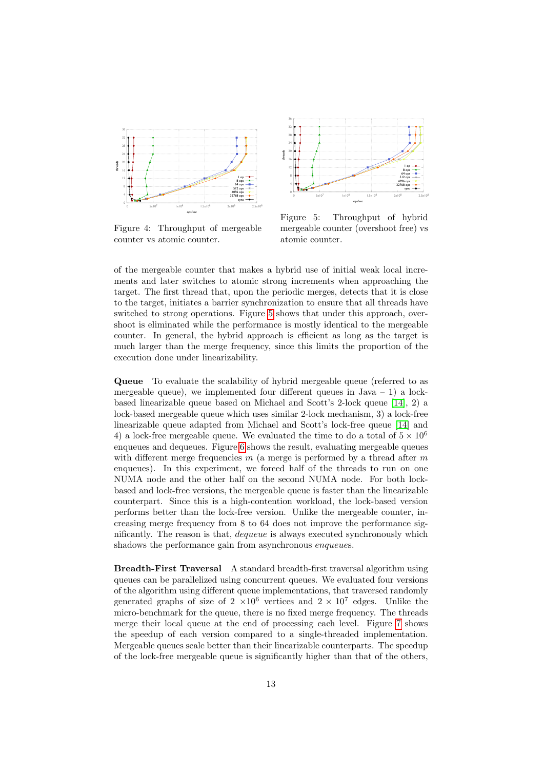Figure 4: Throughput of mergeable counter vs atomic counter.

Figure 5: Throughput of hybrid mergeable counter (overshoot free) vs atomic counter.

of the mergeable counter that makes a hybrid use of initial weak local increments and later switches to atomic strong increments when approaching the target. The first thread that, upon the periodic merges, detects that it is close to the target, initiates a barrier synchronization to ensure that all threads have switched to strong operations. Figure 5 shows that under this approach, overshoot is eliminated while the performance is mostly identical to the mergeable counter. In general, the hybrid approach is efficient as long as the target is much larger than the merge frequency, since this limits the proportion of the execution done under linearizability.

**Queue** To evaluate the scalability of hybrid mergeable queue (referred to as mergeable queue), we implemented four different queues in Java – 1) a lock-based linearizable queue based on Michael and Scott's 2-lock queue [14], 2) a lock-based mergeable queue which uses similar 2-lock mechanism, 3) a lock-free linearizable queue adapted from Michael and Scott's lock-free queue [14] and 4) a lock-free mergeable queue. We evaluated the time to do a total of $5 \times 10^6$ enqueues and dequeues. Figure 6 shows the result, evaluating mergeable queues with different merge frequencies $m$ (a merge is performed by a thread after $m$ enqueues). In this experiment, we forced half of the threads to run on one NUMA node and the other half on the second NUMA node. For both lock-based and lock-free versions, the mergeable queue is faster than the linearizable counterpart. Since this is a high-contention workload, the lock-based version performs better than the lock-free version. Unlike the mergeable counter, increasing merge frequency from 8 to 64 does not improve the performance significantly. The reason is that, *dequeue* is always executed synchronously which shadows the performance gain from asynchronous *enqueue*s.

**Breadth-First Traversal** A standard breadth-first traversal algorithm using queues can be parallelized using concurrent queues. We evaluated four versions of the algorithm using different queue implementations, that traversed randomly generated graphs of size of $2 \times 10^6$ vertices and $2 \times 10^7$ edges. Unlike the micro-benchmark for the queue, there is no fixed merge frequency. The threads merge their local queue at the end of processing each level. Figure 7 shows the speedup of each version compared to a single-threaded implementation. Mergeable queues scale better than their linearizable counterparts. The speedup of the lock-free mergeable queue is significantly higher than that of the others,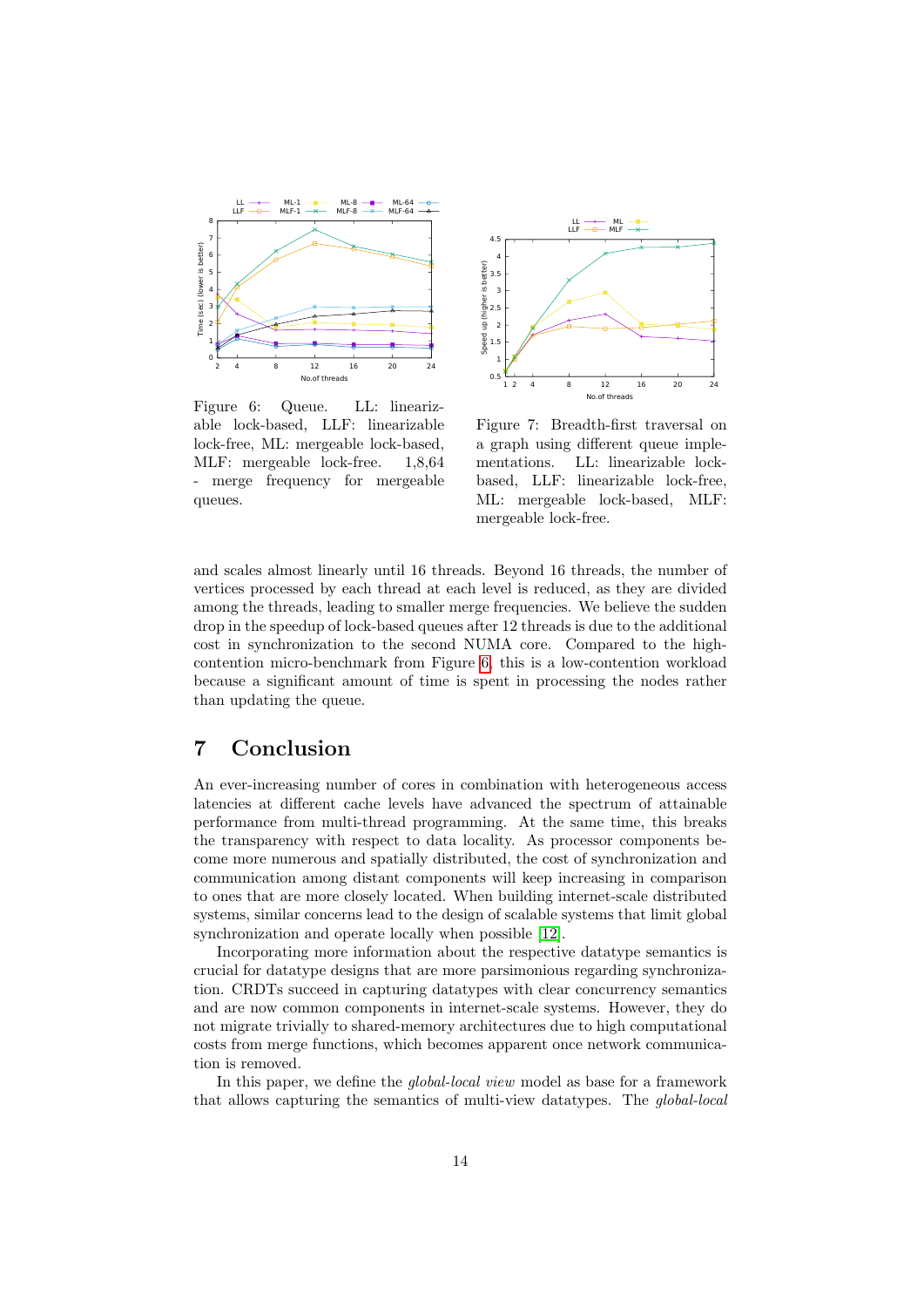Figure 6: Queue. LL: linearizable lock-based, LLF: linearizable lock-free, ML: mergeable lock-based, MLF: mergeable lock-free. 1,8,64 - merge frequency for mergeable queues.

Figure 7: Breadth-first traversal on a graph using different queue implementations. LL: linearizable lock-based, LLF: linearizable lock-free, ML: mergeable lock-based, MLF: mergeable lock-free.

and scales almost linearly until 16 threads. Beyond 16 threads, the number of vertices processed by each thread at each level is reduced, as they are divided among the threads, leading to smaller merge frequencies. We believe the sudden drop in the speedup of lock-based queues after 12 threads is due to the additional cost in synchronization to the second NUMA core. Compared to the high-contention micro-benchmark from Figure 6, this is a low-contention workload because a significant amount of time is spent in processing the nodes rather than updating the queue.

# 7 Conclusion

An ever-increasing number of cores in combination with heterogeneous access latencies at different cache levels have advanced the spectrum of attainable performance from multi-thread programming. At the same time, this breaks the transparency with respect to data locality. As processor components become more numerous and spatially distributed, the cost of synchronization and communication among distant components will keep increasing in comparison to ones that are more closely located. When building internet-scale distributed systems, similar concerns lead to the design of scalable systems that limit global synchronization and operate locally when possible [12].

Incorporating more information about the respective datatype semantics is crucial for datatype designs that are more parsimonious regarding synchronization. CRDTs succeed in capturing datatypes with clear concurrency semantics and are now common components in internet-scale systems. However, they do not migrate trivially to shared-memory architectures due to high computational costs from merge functions, which becomes apparent once network communication is removed.

In this paper, we define the *global-local view* model as base for a framework that allows capturing the semantics of multi-view datatypes. The *global-local*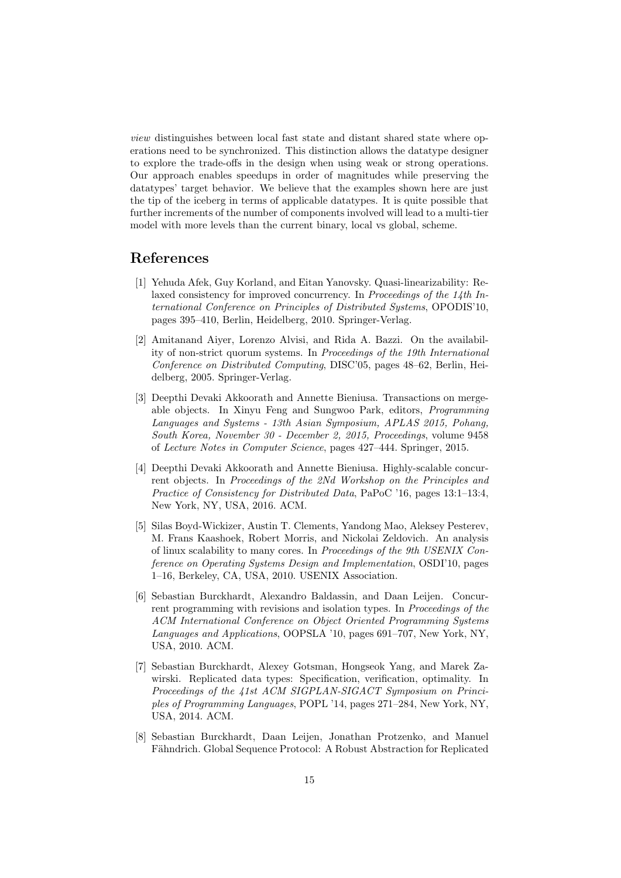*view* distinguishes between local fast state and distant shared state where operations need to be synchronized. This distinction allows the datatype designer to explore the trade-offs in the design when using weak or strong operations. Our approach enables speedups in order of magnitudes while preserving the datatypes' target behavior. We believe that the examples shown here are just the tip of the iceberg in terms of applicable datatypes. It is quite possible that further increments of the number of components involved will lead to a multi-tier model with more levels than the current binary, local vs global, scheme.

## References

[1] Yehuda Afek, Guy Korland, and Eitan Yanovsky. Quasi-linearizability: Relaxed consistency for improved concurrency. In *Proceedings of the 14th International Conference on Principles of Distributed Systems*, OPODIS'10, pages 395–410, Berlin, Heidelberg, 2010. Springer-Verlag.

[2] Amitanand Aiyer, Lorenzo Alvisi, and Rida A. Bazzi. On the availability of non-strict quorum systems. In *Proceedings of the 19th International Conference on Distributed Computing*, DISC'05, pages 48–62, Berlin, Heidelberg, 2005. Springer-Verlag.

[3] Deepthi Devaki Akkoorath and Annette Bieniusa. Transactions on mergeable objects. In Xinyu Feng and Sungwoo Park, editors, *Programming Languages and Systems - 13th Asian Symposium, APLAS 2015, Pohang, South Korea, November 30 - December 2, 2015, Proceedings*, volume 9458 of *Lecture Notes in Computer Science*, pages 427–444. Springer, 2015.

[4] Deepthi Devaki Akkoorath and Annette Bieniusa. Highly-scalable concurrent objects. In *Proceedings of the 2Nd Workshop on the Principles and Practice of Consistency for Distributed Data*, PaPoC '16, pages 13:1–13:4, New York, NY, USA, 2016. ACM.

[5] Silas Boyd-Wickizer, Austin T. Clements, Yandong Mao, Aleksey Pesterev, M. Frans Kaashoek, Robert Morris, and Nickolai Zeldovich. An analysis of linux scalability to many cores. In *Proceedings of the 9th USENIX Conference on Operating Systems Design and Implementation*, OSDI'10, pages 1–16, Berkeley, CA, USA, 2010. USENIX Association.

[6] Sebastian Burckhardt, Alexandro Baldassin, and Daan Leijen. Concurrent programming with revisions and isolation types. In *Proceedings of the ACM International Conference on Object Oriented Programming Systems Languages and Applications*, OOPSLA '10, pages 691–707, New York, NY, USA, 2010. ACM.

[7] Sebastian Burckhardt, Alexey Gotsman, Hongseok Yang, and Marek Zawirski. Replicated data types: Specification, verification, optimality. In *Proceedings of the 41st ACM SIGPLAN-SIGACT Symposium on Principles of Programming Languages*, POPL '14, pages 271–284, New York, NY, USA, 2014. ACM.

[8] Sebastian Burckhardt, Daan Leijen, Jonathan Protzenko, and Manuel Fähndrich. Global Sequence Protocol: A Robust Abstraction for Replicated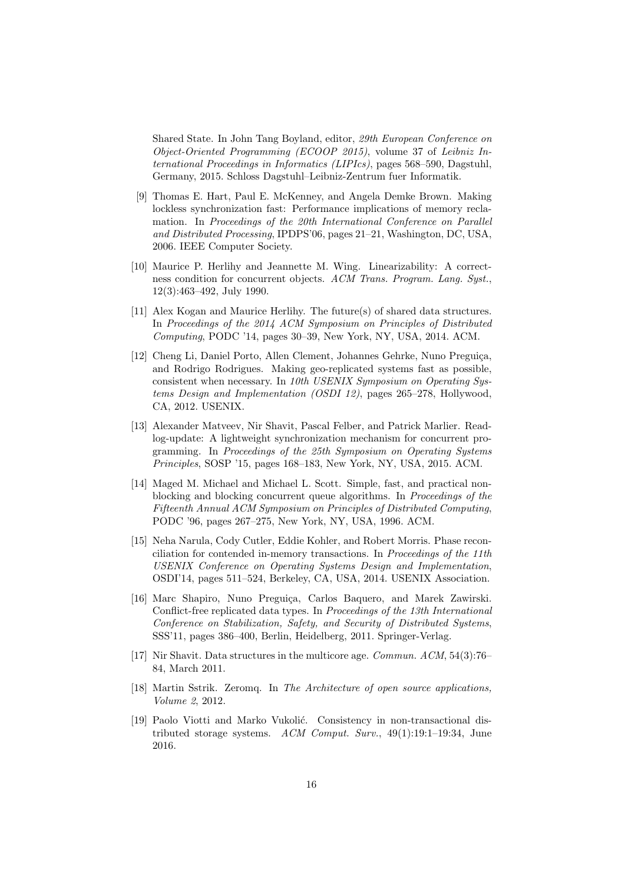Shared State. In John Tang Boyland, editor, *29th European Conference on Object-Oriented Programming (ECOOP 2015)*, volume 37 of *Leibniz International Proceedings in Informatics (LIPIcs)*, pages 568–590, Dagstuhl, Germany, 2015. Schloss Dagstuhl–Leibniz-Zentrum fuer Informatik.

[9] Thomas E. Hart, Paul E. McKenney, and Angela Demke Brown. Making lockless synchronization fast: Performance implications of memory reclamation. In *Proceedings of the 20th International Conference on Parallel and Distributed Processing*, IPDPS'06, pages 21–21, Washington, DC, USA, 2006. IEEE Computer Society.

[10] Maurice P. Herlihy and Jeannette M. Wing. Linearizability: A correctness condition for concurrent objects. *ACM Trans. Program. Lang. Syst.*, 12(3):463–492, July 1990.

[11] Alex Kogan and Maurice Herlihy. The future(s) of shared data structures. In *Proceedings of the 2014 ACM Symposium on Principles of Distributed Computing*, PODC '14, pages 30–39, New York, NY, USA, 2014. ACM.

[12] Cheng Li, Daniel Porto, Allen Clement, Johannes Gehrke, Nuno Preguiça, and Rodrigo Rodrigues. Making geo-replicated systems fast as possible, consistent when necessary. In *10th USENIX Symposium on Operating Systems Design and Implementation (OSDI 12)*, pages 265–278, Hollywood, CA, 2012. USENIX.

[13] Alexander Matveev, Nir Shavit, Pascal Felber, and Patrick Marlier. Read-log-update: A lightweight synchronization mechanism for concurrent programming. In *Proceedings of the 25th Symposium on Operating Systems Principles*, SOSP '15, pages 168–183, New York, NY, USA, 2015. ACM.

[14] Maged M. Michael and Michael L. Scott. Simple, fast, and practical non-blocking and blocking concurrent queue algorithms. In *Proceedings of the Fifteenth Annual ACM Symposium on Principles of Distributed Computing*, PODC '96, pages 267–275, New York, NY, USA, 1996. ACM.

[15] Neha Narula, Cody Cutler, Eddie Kohler, and Robert Morris. Phase reconciliation for contended in-memory transactions. In *Proceedings of the 11th USENIX Conference on Operating Systems Design and Implementation*, OSDI'14, pages 511–524, Berkeley, CA, USA, 2014. USENIX Association.

[16] Marc Shapiro, Nuno Preguiça, Carlos Baquero, and Marek Zawirski. Conflict-free replicated data types. In *Proceedings of the 13th International Conference on Stabilization, Safety, and Security of Distributed Systems*, SSS'11, pages 386–400, Berlin, Heidelberg, 2011. Springer-Verlag.

[17] Nir Shavit. Data structures in the multicore age. *Commun. ACM*, 54(3):76–84, March 2011.

[18] Martin Sstrik. Zeromq. In *The Architecture of open source applications, Volume 2*, 2012.

[19] Paolo Viotti and Marko Vukolić. Consistency in non-transactional distributed storage systems. *ACM Comput. Surv.*, 49(1):19:1–19:34, June 2016.